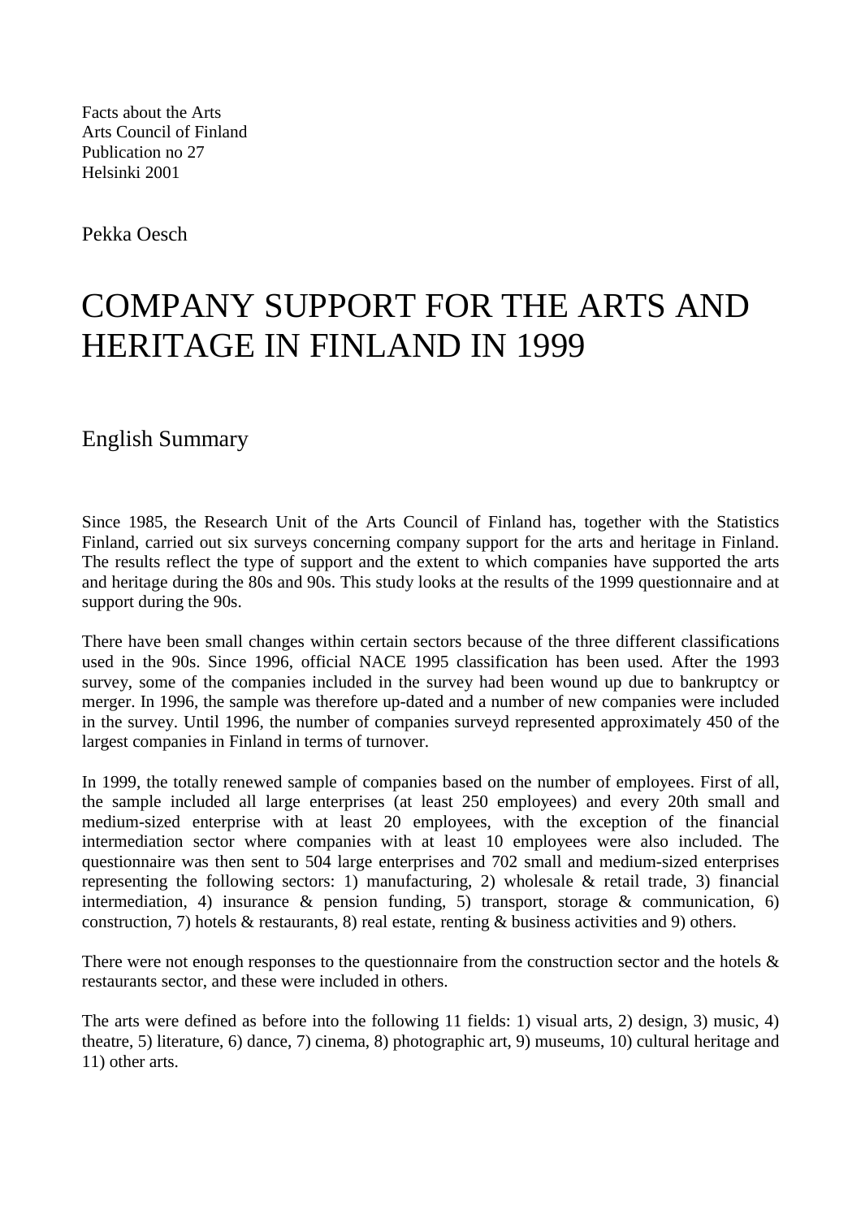Facts about the Arts
Arts Council of Finland
Publication no 27
Helsinki 2001

Pekka Oesch

# COMPANY SUPPORT FOR THE ARTS AND HERITAGE IN FINLAND IN 1999

## English Summary

Since 1985, the Research Unit of the Arts Council of Finland has, together with the Statistics Finland, carried out six surveys concerning company support for the arts and heritage in Finland. The results reflect the type of support and the extent to which companies have supported the arts and heritage during the 80s and 90s. This study looks at the results of the 1999 questionnaire and at support during the 90s.

There have been small changes within certain sectors because of the three different classifications used in the 90s. Since 1996, official NACE 1995 classification has been used. After the 1993 survey, some of the companies included in the survey had been wound up due to bankruptcy or merger. In 1996, the sample was therefore up-dated and a number of new companies were included in the survey. Until 1996, the number of companies surveyd represented approximately 450 of the largest companies in Finland in terms of turnover.

In 1999, the totally renewed sample of companies based on the number of employees. First of all, the sample included all large enterprises (at least 250 employees) and every 20th small and medium-sized enterprise with at least 20 employees, with the exception of the financial intermediation sector where companies with at least 10 employees were also included. The questionnaire was then sent to 504 large enterprises and 702 small and medium-sized enterprises representing the following sectors: 1) manufacturing, 2) wholesale & retail trade, 3) financial intermediation, 4) insurance & pension funding, 5) transport, storage & communication, 6) construction, 7) hotels & restaurants, 8) real estate, renting & business activities and 9) others.

There were not enough responses to the questionnaire from the construction sector and the hotels & restaurants sector, and these were included in others.

The arts were defined as before into the following 11 fields: 1) visual arts, 2) design, 3) music, 4) theatre, 5) literature, 6) dance, 7) cinema, 8) photographic art, 9) museums, 10) cultural heritage and 11) other arts.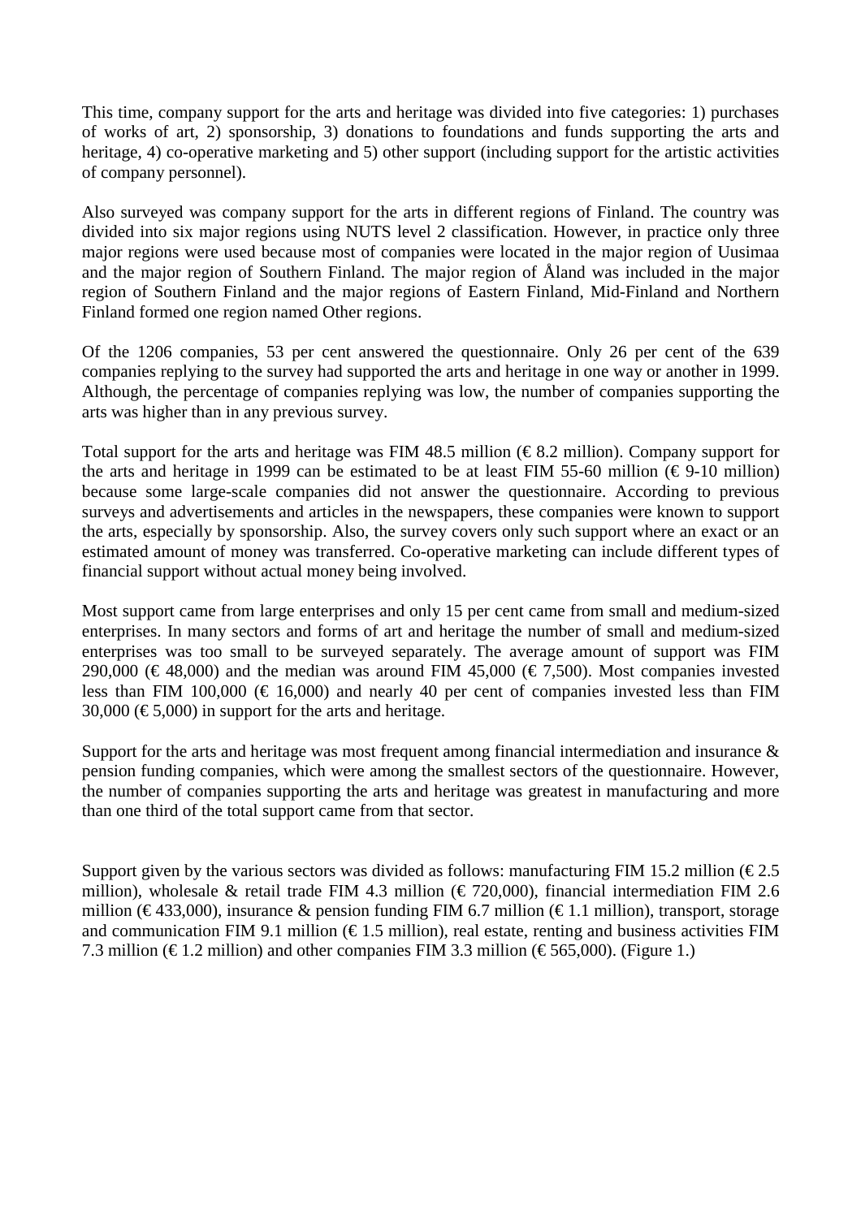This time, company support for the arts and heritage was divided into five categories: 1) purchases of works of art, 2) sponsorship, 3) donations to foundations and funds supporting the arts and heritage, 4) co-operative marketing and 5) other support (including support for the artistic activities of company personnel).

Also surveyed was company support for the arts in different regions of Finland. The country was divided into six major regions using NUTS level 2 classification. However, in practice only three major regions were used because most of companies were located in the major region of Uusimaa and the major region of Southern Finland. The major region of Åland was included in the major region of Southern Finland and the major regions of Eastern Finland, Mid-Finland and Northern Finland formed one region named Other regions.

Of the 1206 companies, 53 per cent answered the questionnaire. Only 26 per cent of the 639 companies replying to the survey had supported the arts and heritage in one way or another in 1999. Although, the percentage of companies replying was low, the number of companies supporting the arts was higher than in any previous survey.

Total support for the arts and heritage was FIM 48.5 million (€ 8.2 million). Company support for the arts and heritage in 1999 can be estimated to be at least FIM 55-60 million (€ 9-10 million) because some large-scale companies did not answer the questionnaire. According to previous surveys and advertisements and articles in the newspapers, these companies were known to support the arts, especially by sponsorship. Also, the survey covers only such support where an exact or an estimated amount of money was transferred. Co-operative marketing can include different types of financial support without actual money being involved.

Most support came from large enterprises and only 15 per cent came from small and medium-sized enterprises. In many sectors and forms of art and heritage the number of small and medium-sized enterprises was too small to be surveyed separately. The average amount of support was FIM 290,000 (€ 48,000) and the median was around FIM 45,000 (€ 7,500). Most companies invested less than FIM 100,000 (€ 16,000) and nearly 40 per cent of companies invested less than FIM 30,000 (€ 5,000) in support for the arts and heritage.

Support for the arts and heritage was most frequent among financial intermediation and insurance & pension funding companies, which were among the smallest sectors of the questionnaire. However, the number of companies supporting the arts and heritage was greatest in manufacturing and more than one third of the total support came from that sector.

Support given by the various sectors was divided as follows: manufacturing FIM 15.2 million (€ 2.5 million), wholesale & retail trade FIM 4.3 million (€ 720,000), financial intermediation FIM 2.6 million (€ 433,000), insurance & pension funding FIM 6.7 million (€ 1.1 million), transport, storage and communication FIM 9.1 million (€ 1.5 million), real estate, renting and business activities FIM 7.3 million (€ 1.2 million) and other companies FIM 3.3 million (€ 565,000). (Figure 1.)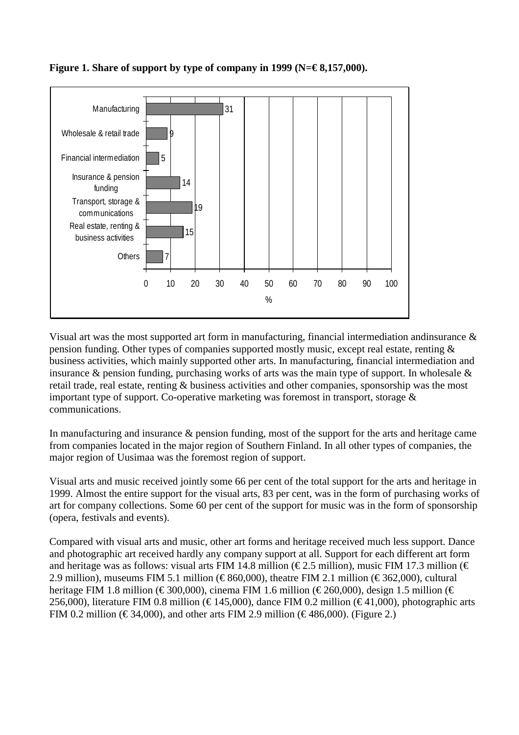**Figure 1. Share of support by type of company in 1999 (N=€ 8,157,000).**

| Type of company | % |
|---|---|
| Manufacturing | 31 |
| Wholesale & retail trade | 9 |
| Financial intermediation | 5 |
| Insurance & pension funding | 14 |
| Transport, storage & communications | 19 |
| Real estate, renting & business activities | 15 |
| Others | 7 |

Visual art was the most supported art form in manufacturing, financial intermediation andinsurance & pension funding. Other types of companies supported mostly music, except real estate, renting & business activities, which mainly supported other arts. In manufacturing, financial intermediation and insurance & pension funding, purchasing works of arts was the main type of support. In wholesale & retail trade, real estate, renting & business activities and other companies, sponsorship was the most important type of support. Co-operative marketing was foremost in transport, storage & communications.

In manufacturing and insurance & pension funding, most of the support for the arts and heritage came from companies located in the major region of Southern Finland. In all other types of companies, the major region of Uusimaa was the foremost region of support.

Visual arts and music received jointly some 66 per cent of the total support for the arts and heritage in 1999. Almost the entire support for the visual arts, 83 per cent, was in the form of purchasing works of art for company collections. Some 60 per cent of the support for music was in the form of sponsorship (opera, festivals and events).

Compared with visual arts and music, other art forms and heritage received much less support. Dance and photographic art received hardly any company support at all. Support for each different art form and heritage was as follows: visual arts FIM 14.8 million (€ 2.5 million), music FIM 17.3 million (€ 2.9 million), museums FIM 5.1 million (€ 860,000), theatre FIM 2.1 million (€ 362,000), cultural heritage FIM 1.8 million (€ 300,000), cinema FIM 1.6 million (€ 260,000), design 1.5 million (€ 256,000), literature FIM 0.8 million (€ 145,000), dance FIM 0.2 million (€ 41,000), photographic arts FIM 0.2 million (€ 34,000), and other arts FIM 2.9 million (€ 486,000). (Figure 2.)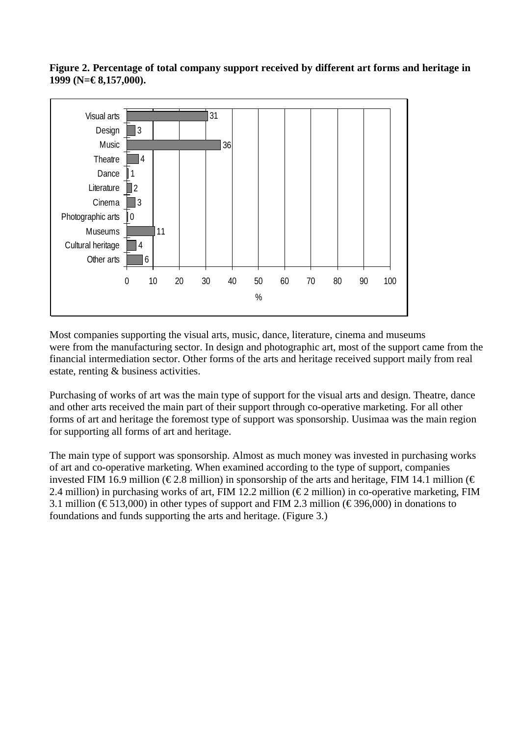**Figure 2. Percentage of total company support received by different art forms and heritage in 1999 (N=€ 8,157,000).**

| Art form | % |
|---|---|
| Visual arts | 31 |
| Design | 3 |
| Music | 36 |
| Theatre | 4 |
| Dance | 1 |
| Literature | 2 |
| Cinema | 3 |
| Photographic arts | 0 |
| Museums | 11 |
| Cultural heritage | 4 |
| Other arts | 6 |

Most companies supporting the visual arts, music, dance, literature, cinema and museums were from the manufacturing sector. In design and photographic art, most of the support came from the financial intermediation sector. Other forms of the arts and heritage received support maily from real estate, renting & business activities.

Purchasing of works of art was the main type of support for the visual arts and design. Theatre, dance and other arts received the main part of their support through co-operative marketing. For all other forms of art and heritage the foremost type of support was sponsorship. Uusimaa was the main region for supporting all forms of art and heritage.

The main type of support was sponsorship. Almost as much money was invested in purchasing works of art and co-operative marketing. When examined according to the type of support, companies invested FIM 16.9 million (€ 2.8 million) in sponsorship of the arts and heritage, FIM 14.1 million (€ 2.4 million) in purchasing works of art, FIM 12.2 million (€ 2 million) in co-operative marketing, FIM 3.1 million (€ 513,000) in other types of support and FIM 2.3 million (€ 396,000) in donations to foundations and funds supporting the arts and heritage. (Figure 3.)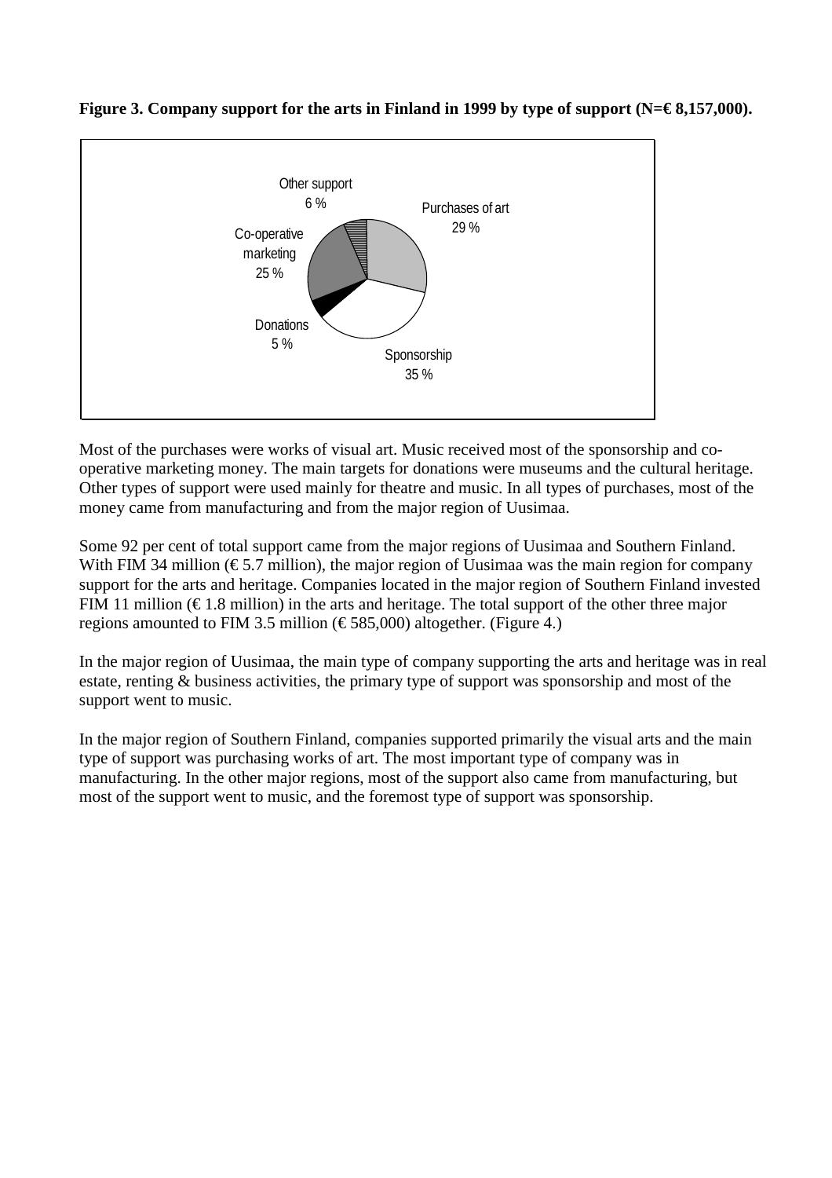**Figure 3. Company support for the arts in Finland in 1999 by type of support (N=€ 8,157,000).**

Most of the purchases were works of visual art. Music received most of the sponsorship and co-operative marketing money. The main targets for donations were museums and the cultural heritage. Other types of support were used mainly for theatre and music. In all types of purchases, most of the money came from manufacturing and from the major region of Uusimaa.

Some 92 per cent of total support came from the major regions of Uusimaa and Southern Finland. With FIM 34 million (€ 5.7 million), the major region of Uusimaa was the main region for company support for the arts and heritage. Companies located in the major region of Southern Finland invested FIM 11 million (€ 1.8 million) in the arts and heritage. The total support of the other three major regions amounted to FIM 3.5 million (€ 585,000) altogether. (Figure 4.)

In the major region of Uusimaa, the main type of company supporting the arts and heritage was in real estate, renting & business activities, the primary type of support was sponsorship and most of the support went to music.

In the major region of Southern Finland, companies supported primarily the visual arts and the main type of support was purchasing works of art. The most important type of company was in manufacturing. In the other major regions, most of the support also came from manufacturing, but most of the support went to music, and the foremost type of support was sponsorship.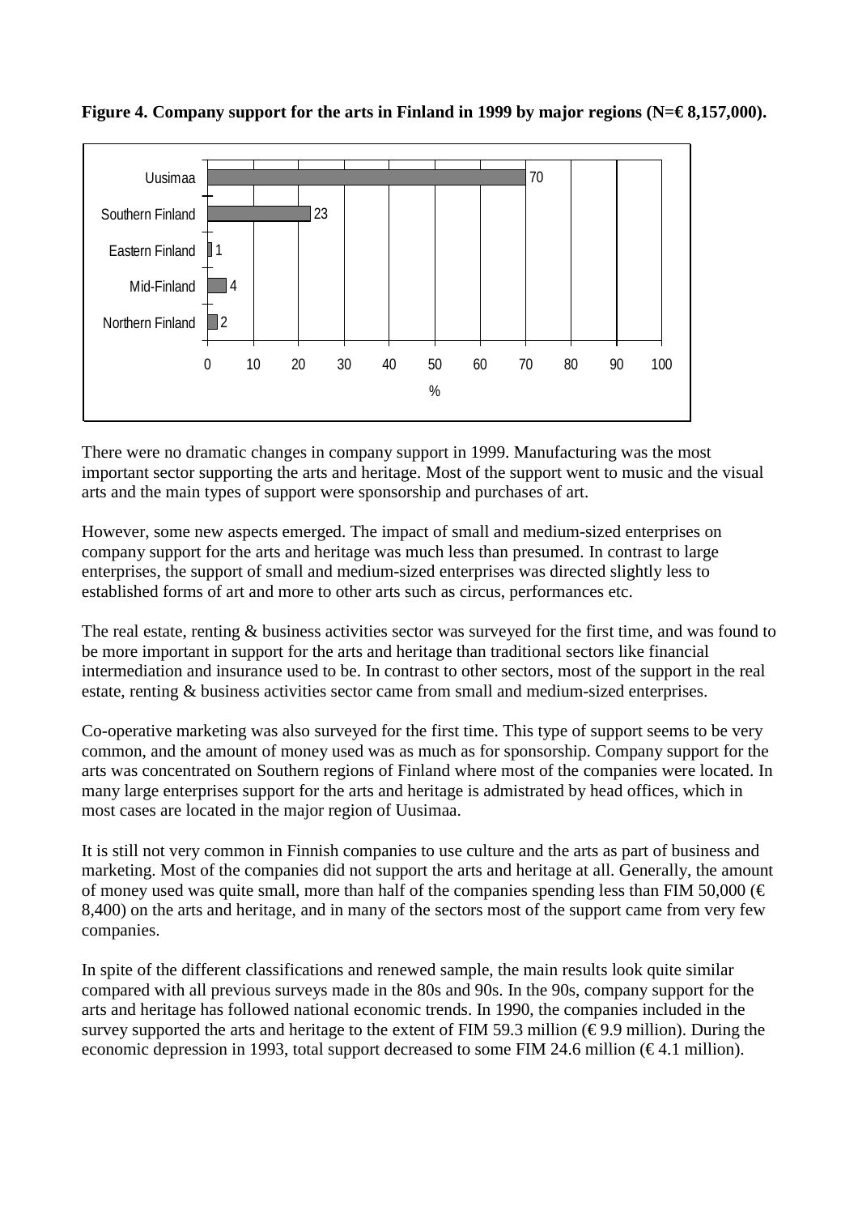**Figure 4. Company support for the arts in Finland in 1999 by major regions (N=€ 8,157,000).**

| Region | % |
|---|---|
| Uusimaa | 70 |
| Southern Finland | 23 |
| Eastern Finland | 1 |
| Mid-Finland | 4 |
| Northern Finland | 2 |

There were no dramatic changes in company support in 1999. Manufacturing was the most important sector supporting the arts and heritage. Most of the support went to music and the visual arts and the main types of support were sponsorship and purchases of art.

However, some new aspects emerged. The impact of small and medium-sized enterprises on company support for the arts and heritage was much less than presumed. In contrast to large enterprises, the support of small and medium-sized enterprises was directed slightly less to established forms of art and more to other arts such as circus, performances etc.

The real estate, renting & business activities sector was surveyed for the first time, and was found to be more important in support for the arts and heritage than traditional sectors like financial intermediation and insurance used to be. In contrast to other sectors, most of the support in the real estate, renting & business activities sector came from small and medium-sized enterprises.

Co-operative marketing was also surveyed for the first time. This type of support seems to be very common, and the amount of money used was as much as for sponsorship. Company support for the arts was concentrated on Southern regions of Finland where most of the companies were located. In many large enterprises support for the arts and heritage is admistrated by head offices, which in most cases are located in the major region of Uusimaa.

It is still not very common in Finnish companies to use culture and the arts as part of business and marketing. Most of the companies did not support the arts and heritage at all. Generally, the amount of money used was quite small, more than half of the companies spending less than FIM 50,000 (€ 8,400) on the arts and heritage, and in many of the sectors most of the support came from very few companies.

In spite of the different classifications and renewed sample, the main results look quite similar compared with all previous surveys made in the 80s and 90s. In the 90s, company support for the arts and heritage has followed national economic trends. In 1990, the companies included in the survey supported the arts and heritage to the extent of FIM 59.3 million (€ 9.9 million). During the economic depression in 1993, total support decreased to some FIM 24.6 million (€ 4.1 million).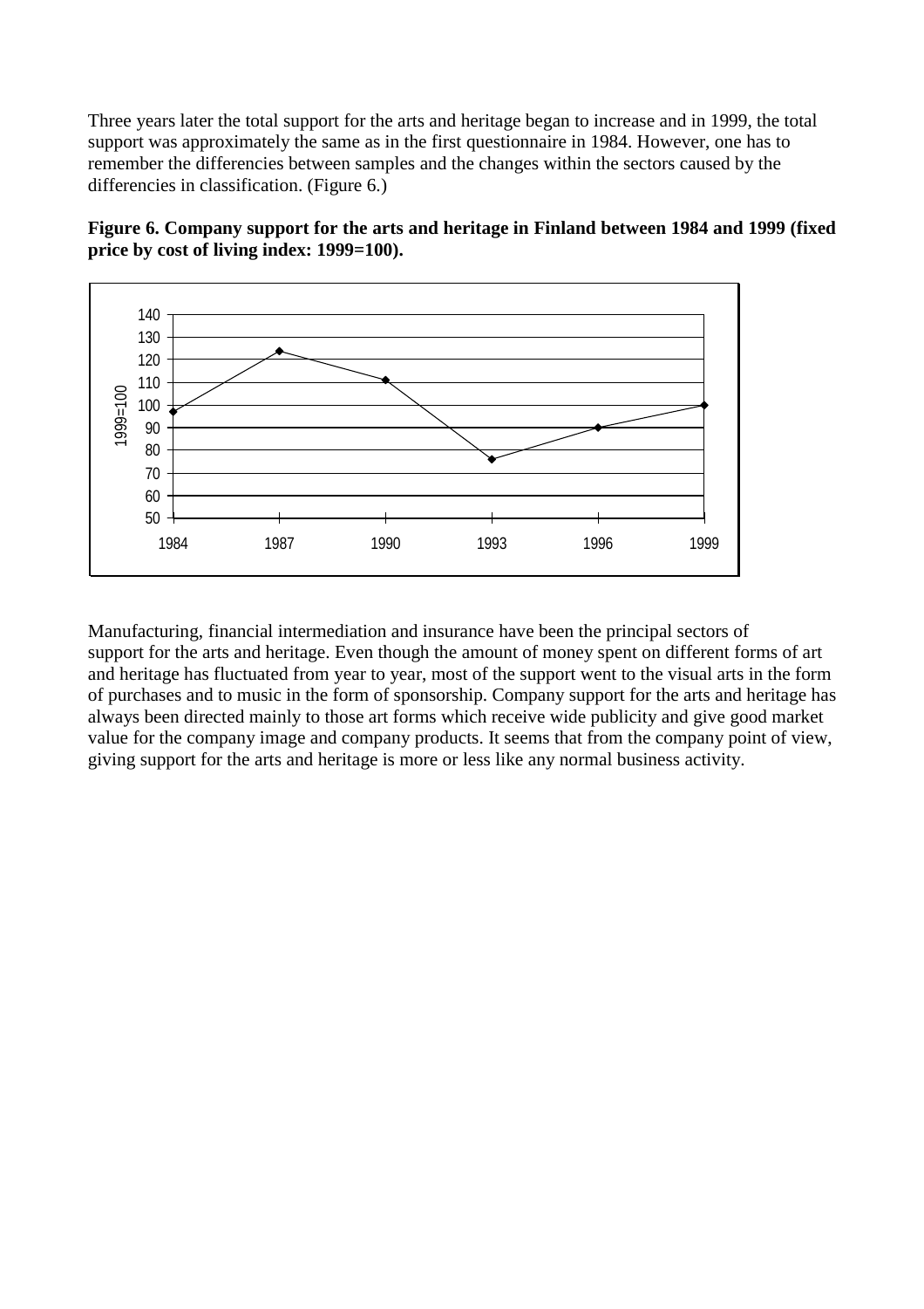Three years later the total support for the arts and heritage began to increase and in 1999, the total support was approximately the same as in the first questionnaire in 1984. However, one has to remember the differencies between samples and the changes within the sectors caused by the differencies in classification. (Figure 6.)

**Figure 6. Company support for the arts and heritage in Finland between 1984 and 1999 (fixed price by cost of living index: 1999=100).**

1999=100

140
130
120
110
100
90
80
70
60
50

1984 1987 1990 1993 1996 1999

Manufacturing, financial intermediation and insurance have been the principal sectors of support for the arts and heritage. Even though the amount of money spent on different forms of art and heritage has fluctuated from year to year, most of the support went to the visual arts in the form of purchases and to music in the form of sponsorship. Company support for the arts and heritage has always been directed mainly to those art forms which receive wide publicity and give good market value for the company image and company products. It seems that from the company point of view, giving support for the arts and heritage is more or less like any normal business activity.